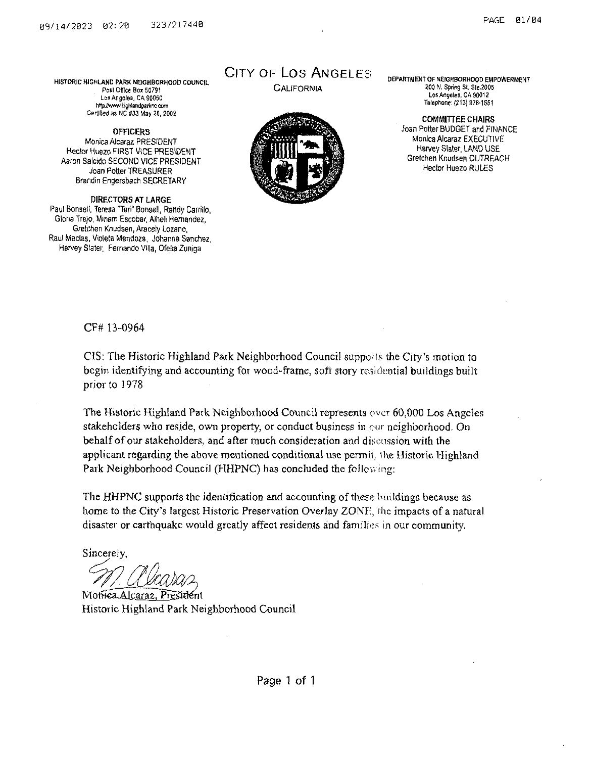**HISTORIC HIGHLAND PARK NEIGHBORHOOD COUNCIL**
Post Office Box 50791
Los Angeles, CA 90050
http://www.highlandparknc.com
Certified as NC #33 May 28, 2002

**OFFICERS**
Monica Alcaraz PRESIDENT
Hector Huezo FIRST VICE PRESIDENT
Aaron Salcido SECOND VICE PRESIDENT
Joan Potter TREASURER
Brandin Engersbach SECRETARY

**DIRECTORS AT LARGE**
Paul Bonsell, Teresa "Teri" Bonsell, Randy Carrillo, Gloria Trejo, Miriam Escobar, Alheli Hernandez, Gretchen Knudsen, Aracely Lozano, Raul Macias, Violeta Mendoza, Johanna Sanchez, Harvey Slater, Fernando Villa, Ofelia Zuniga

# CITY OF LOS ANGELES

CALIFORNIA

**DEPARTMENT OF NEIGHBORHOOD EMPOWERMENT**
200 N. Spring St. Ste.2005
Los Angeles, CA 90012
Telephone: (213) 978-1551

**COMMITTEE CHAIRS**
Joan Potter BUDGET and FINANCE
Monica Alcaraz EXECUTIVE
Harvey Slater, LAND USE
Gretchen Knudsen OUTREACH
Hector Huezo RULES

CF# 13-0964

CIS: The Historic Highland Park Neighborhood Council supports the City's motion to begin identifying and accounting for wood-frame, soft story residential buildings built prior to 1978

The Historic Highland Park Neighborhood Council represents over 60,000 Los Angeles stakeholders who reside, own property, or conduct business in our neighborhood. On behalf of our stakeholders, and after much consideration and discussion with the applicant regarding the above mentioned conditional use permit, the Historic Highland Park Neighborhood Council (HHPNC) has concluded the following:

The HHPNC supports the identification and accounting of these buildings because as home to the City's largest Historic Preservation Overlay ZONE, the impacts of a natural disaster or earthquake would greatly affect residents and families in our community.

Sincerely,

Monica Alcaraz, President
Historic Highland Park Neighborhood Council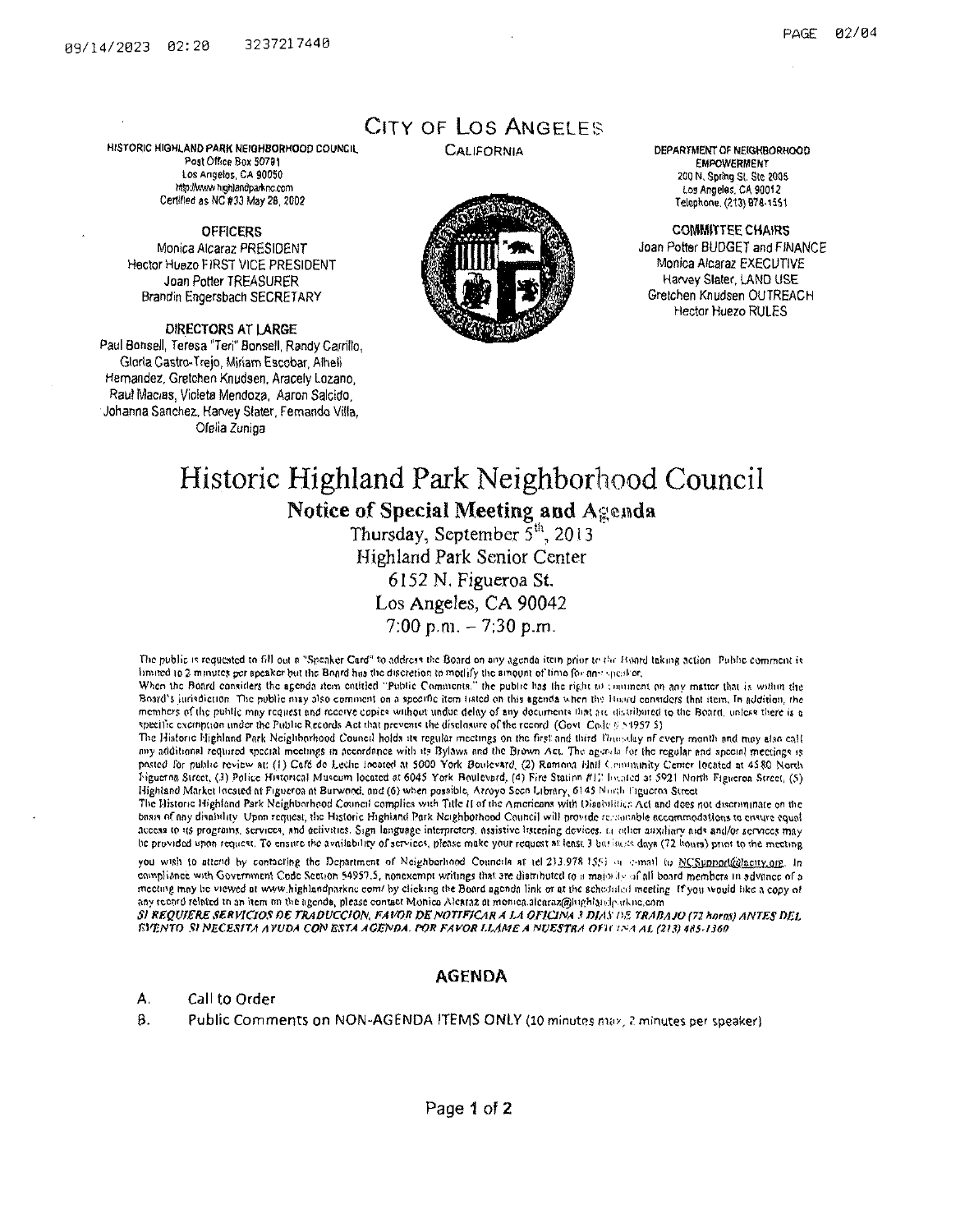# City of Los Angeles

California

**HISTORIC HIGHLAND PARK NEIGHBORHOOD COUNCIL**
Post Office Box 50791
Los Angeles, CA 90050
http://www.highlandparknc.com
Certified as NC #33 May 28, 2002

**OFFICERS**
Monica Alcaraz PRESIDENT
Hector Huezo FIRST VICE PRESIDENT
Joan Potter TREASURER
Brandin Engersbach SECRETARY

**DIRECTORS AT LARGE**
Paul Bonsell, Teresa "Teri" Bonsell, Randy Carrillo, Gloria Castro-Trejo, Miriam Escobar, Alheli Hernandez, Gretchen Knudsen, Aracely Lozano, Raul Macias, Violeta Mendoza, Aaron Salcido, Johanna Sanchez, Harvey Slater, Fernando Villa, Ofelia Zuniga

**DEPARTMENT OF NEIGHBORHOOD EMPOWERMENT**
200 N. Spring St. Ste 2005
Los Angeles, CA 90012
Telephone. (213) 978-1551

**COMMITTEE CHAIRS**
Joan Potter BUDGET and FINANCE
Monica Alcaraz EXECUTIVE
Harvey Slater, LAND USE
Gretchen Knudsen OUTREACH
Hector Huezo RULES

# Historic Highland Park Neighborhood Council

## Notice of Special Meeting and Agenda

Thursday, September 5th, 2013
Highland Park Senior Center
6152 N. Figueroa St.
Los Angeles, CA 90042
7:00 p.m. – 7:30 p.m.

The public is requested to fill out a "Speaker Card" to address the Board on any agenda item prior to the Board taking action. Public comment is limited to 2 minutes per speaker but the Board has the discretion to modify the amount of time for any speaker.
When the Board considers the agenda item entitled "Public Comments," the public has the right to comment on any matter that is within the Board's jurisdiction. The public may also comment on a specific item listed on this agenda when the Board considers that item. In addition, the members of the public may request and receive copies without undue delay of any documents that are distributed to the Board, unless there is a specific exemption under the Public Records Act that prevents the disclosure of the record (Govt Code § 54957.5)
The Historic Highland Park Neighborhood Council holds its regular meetings on the first and third Thursday of every month and may also call any additional required special meetings in accordance with its Bylaws and the Brown Act. The agenda for the regular and special meetings is posted for public review at: (1) Café de Leche located at 5000 York Boulevard, (2) Ramona Hall Community Center located at 4580 North Figueroa Street, (3) Police Historical Museum located at 6045 York Boulevard, (4) Fire Station #12 located at 5921 North Figueroa Street, (5) Highland Market located at Figueroa at Burwood, and (6) when possible, Arroyo Seco Library, 6145 North Figueroa Street
The Historic Highland Park Neighborhood Council complies with Title II of the Americans with Disabilities Act and does not discriminate on the basis of any disability. Upon request, the Historic Highland Park Neighborhood Council will provide reasonable accommodations to ensure equal access to its programs, services, and activities. Sign language interpreters, assistive listening devices, or other auxiliary aids and/or services may be provided upon request. To ensure the availability of services, please make your request at least 3 business days (72 hours) prior to the meeting you wish to attend by contacting the Department of Neighborhood Councils at tel 213.978.1551 or e-mail to NCSupport@lacity.org. In compliance with Government Code Section 54957.5, nonexempt writings that are distributed to a majority of all board members in advance of a meeting may be viewed at www.highlandparknc.com/ by clicking the Board agenda link or at the scheduled meeting. If you would like a copy of any record related to an item on the agenda, please contact Monica Alcaraz at monica.alcaraz@highlandparknc.com

***SI REQUIERE SERVICIOS DE TRADUCCION, FAVOR DE NOTIFICAR A LA OFICINA 3 DIAS DE TRABAJO (72 horas) ANTES DEL EVENTO. SI NECESITA AYUDA CON ESTA AGENDA, POR FAVOR LLAME A NUESTRA OFICINA AL (213) 485-1360***

## AGENDA

A. Call to Order

B. Public Comments on NON-AGENDA ITEMS ONLY (10 minutes max, 2 minutes per speaker)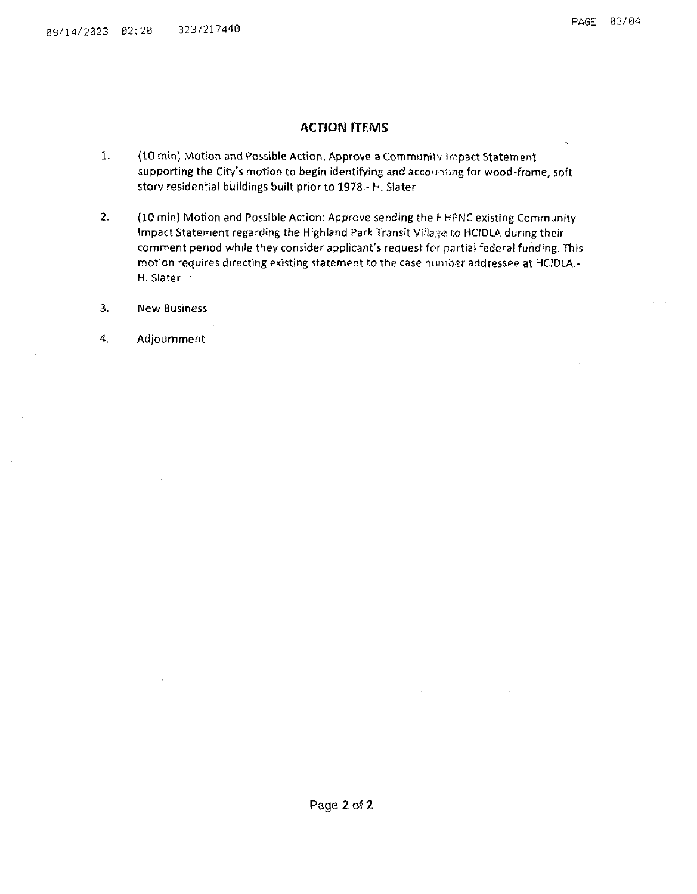## ACTION ITEMS

1. (10 min) Motion and Possible Action: Approve a Community Impact Statement supporting the City's motion to begin identifying and accounting for wood-frame, soft story residential buildings built prior to 1978.- H. Slater

2. (10 min) Motion and Possible Action: Approve sending the HHPNC existing Community Impact Statement regarding the Highland Park Transit Village to HCIDLA during their comment period while they consider applicant's request for partial federal funding. This motion requires directing existing statement to the case number addressee at HCIDLA.- H. Slater

3. New Business

4. Adjournment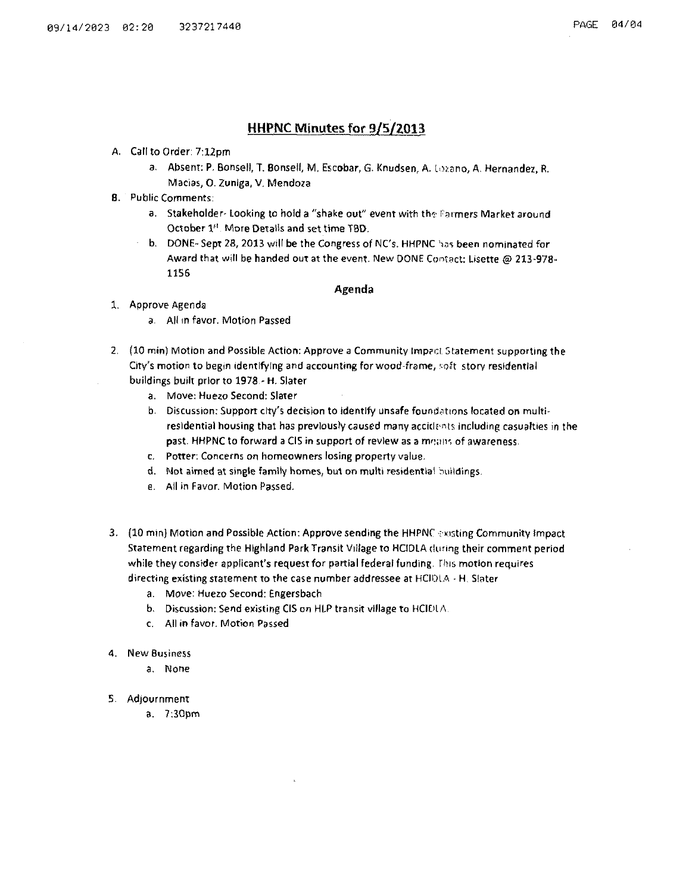# HHPNC Minutes for 9/5/2013

A. Call to Order: 7:12pm
   a. Absent: P. Bonsell, T. Bonsell, M. Escobar, G. Knudsen, A. Lozano, A. Hernandez, R. Macias, O. Zuniga, V. Mendoza

B. Public Comments:
   a. Stakeholder- Looking to hold a "shake out" event with the Farmers Market around October 1st. More Details and set time TBD.
   b. DONE- Sept 28, 2013 will be the Congress of NC's. HHPNC has been nominated for Award that will be handed out at the event. New DONE Contact: Lisette @ 213-978-1156

## Agenda

1. Approve Agenda
   a. All in favor. Motion Passed

2. (10 min) Motion and Possible Action: Approve a Community Impact Statement supporting the City's motion to begin identifying and accounting for wood-frame, soft story residential buildings built prior to 1978 - H. Slater
   a. Move: Huezo Second: Slater
   b. Discussion: Support city's decision to identify unsafe foundations located on multi-residential housing that has previously caused many accidents including casualties in the past. HHPNC to forward a CIS in support of review as a means of awareness.
   c. Potter: Concerns on homeowners losing property value.
   d. Not aimed at single family homes, but on multi residential buildings.
   e. All in Favor. Motion Passed.

3. (10 min) Motion and Possible Action: Approve sending the HHPNC existing Community Impact Statement regarding the Highland Park Transit Village to HCIDLA during their comment period while they consider applicant's request for partial federal funding. This motion requires directing existing statement to the case number addressee at HCIDLA - H. Slater
   a. Move: Huezo Second: Engersbach
   b. Discussion: Send existing CIS on HLP transit village to HCIDLA.
   c. All in favor. Motion Passed

4. New Business
   a. None

5. Adjournment
   a. 7:30pm